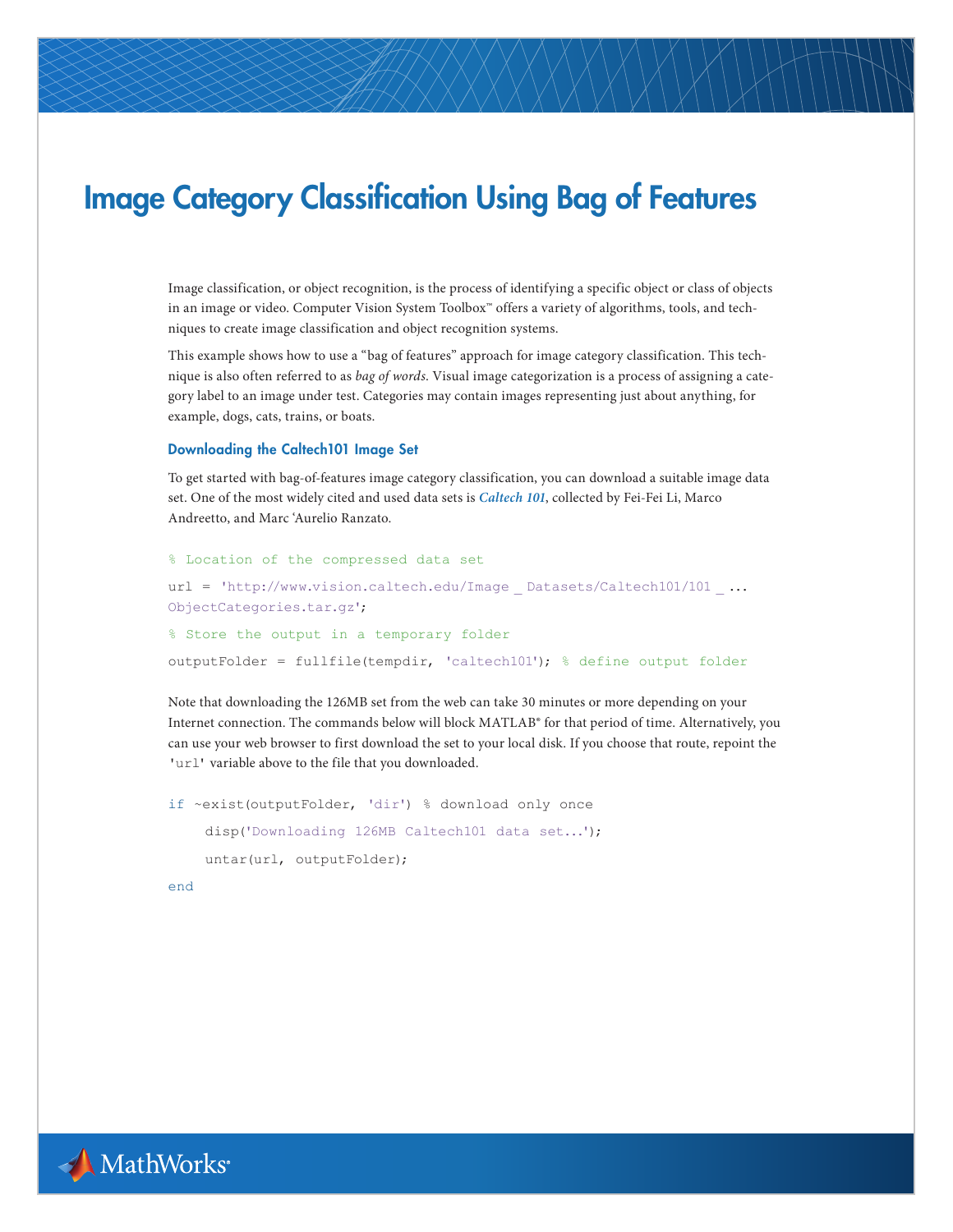# Image Category Classification Using Bag of Features

Image classification, or object recognition, is the process of identifying a specific object or class of objects in an image or video. Computer Vision System Toolbox™ offers a variety of algorithms, tools, and techniques to create image classification and object recognition systems.

This example shows how to use a "bag of features" approach for image category classification. This technique is also often referred to as *bag of words*. Visual image categorization is a process of assigning a category label to an image under test. Categories may contain images representing just about anything, for example, dogs, cats, trains, or boats.

### Downloading the Caltech101 Image Set

To get started with bag-of-features image category classification, you can download a suitable image data set. One of the most widely cited and used data sets is ***Caltech 101***, collected by Fei-Fei Li, Marco Andreetto, and Marc 'Aurelio Ranzato.

```
% Location of the compressed data set
url = 'http://www.vision.caltech.edu/Image_Datasets/Caltech101/101_...
ObjectCategories.tar.gz';
% Store the output in a temporary folder
outputFolder = fullfile(tempdir, 'caltech101'); % define output folder
```

Note that downloading the 126MB set from the web can take 30 minutes or more depending on your Internet connection. The commands below will block MATLAB® for that period of time. Alternatively, you can use your web browser to first download the set to your local disk. If you choose that route, repoint the `'url'` variable above to the file that you downloaded.

```
if ~exist(outputFolder, 'dir') % download only once
    disp('Downloading 126MB Caltech101 data set...');
    untar(url, outputFolder);
end
```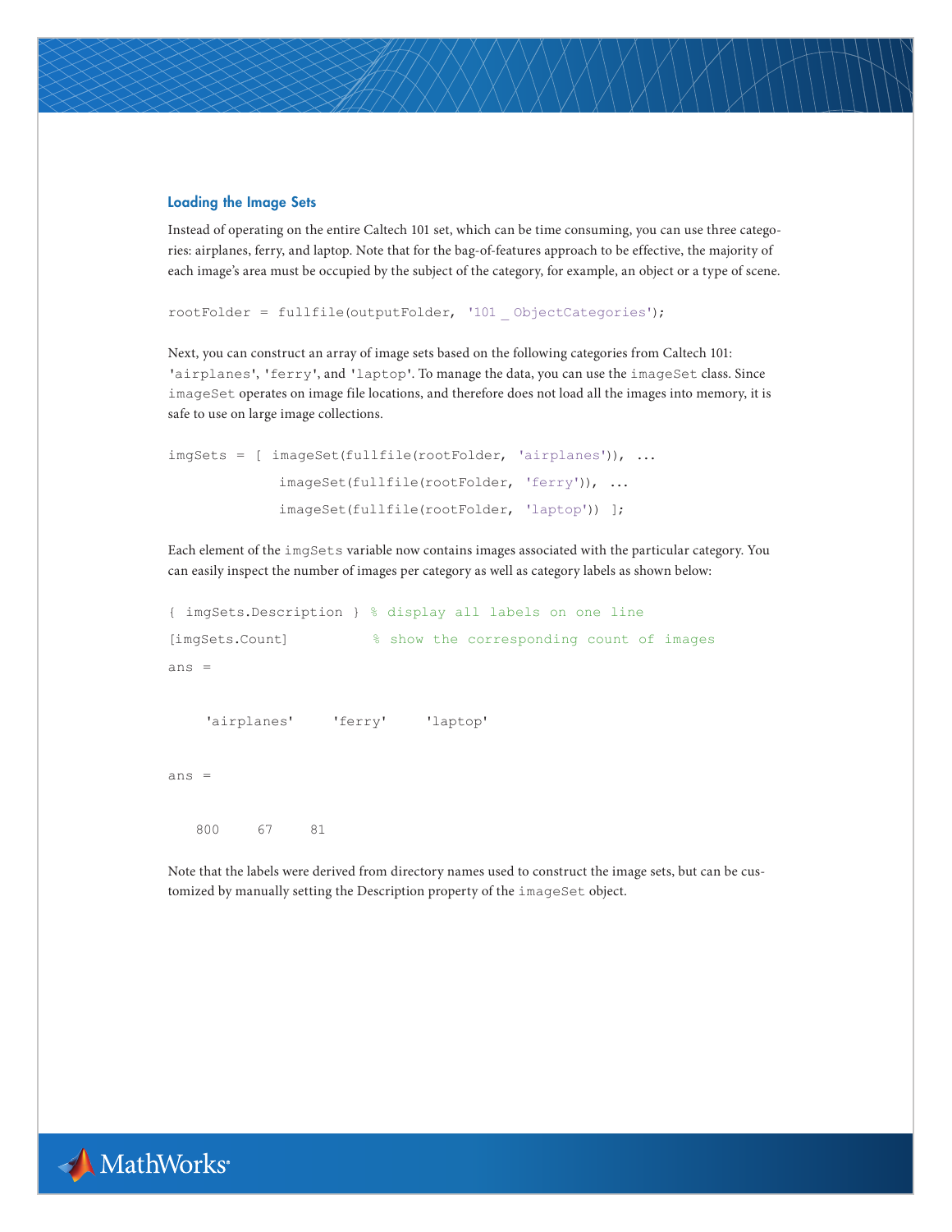### Loading the Image Sets

Instead of operating on the entire Caltech 101 set, which can be time consuming, you can use three categories: airplanes, ferry, and laptop. Note that for the bag-of-features approach to be effective, the majority of each image's area must be occupied by the subject of the category, for example, an object or a type of scene.

```
rootFolder = fullfile(outputFolder, '101_ObjectCategories');
```

Next, you can construct an array of image sets based on the following categories from Caltech 101: 'airplanes', 'ferry', and 'laptop'. To manage the data, you can use the imageSet class. Since imageSet operates on image file locations, and therefore does not load all the images into memory, it is safe to use on large image collections.

```
imgSets = [ imageSet(fullfile(rootFolder, 'airplanes')), ...
            imageSet(fullfile(rootFolder, 'ferry')), ...
            imageSet(fullfile(rootFolder, 'laptop')) ];
```

Each element of the imgSets variable now contains images associated with the particular category. You can easily inspect the number of images per category as well as category labels as shown below:

```
{ imgSets.Description } % display all labels on one line
[imgSets.Count]          % show the corresponding count of images
ans =

    'airplanes'    'ferry'    'laptop'

ans =

   800    67    81
```

Note that the labels were derived from directory names used to construct the image sets, but can be customized by manually setting the Description property of the imageSet object.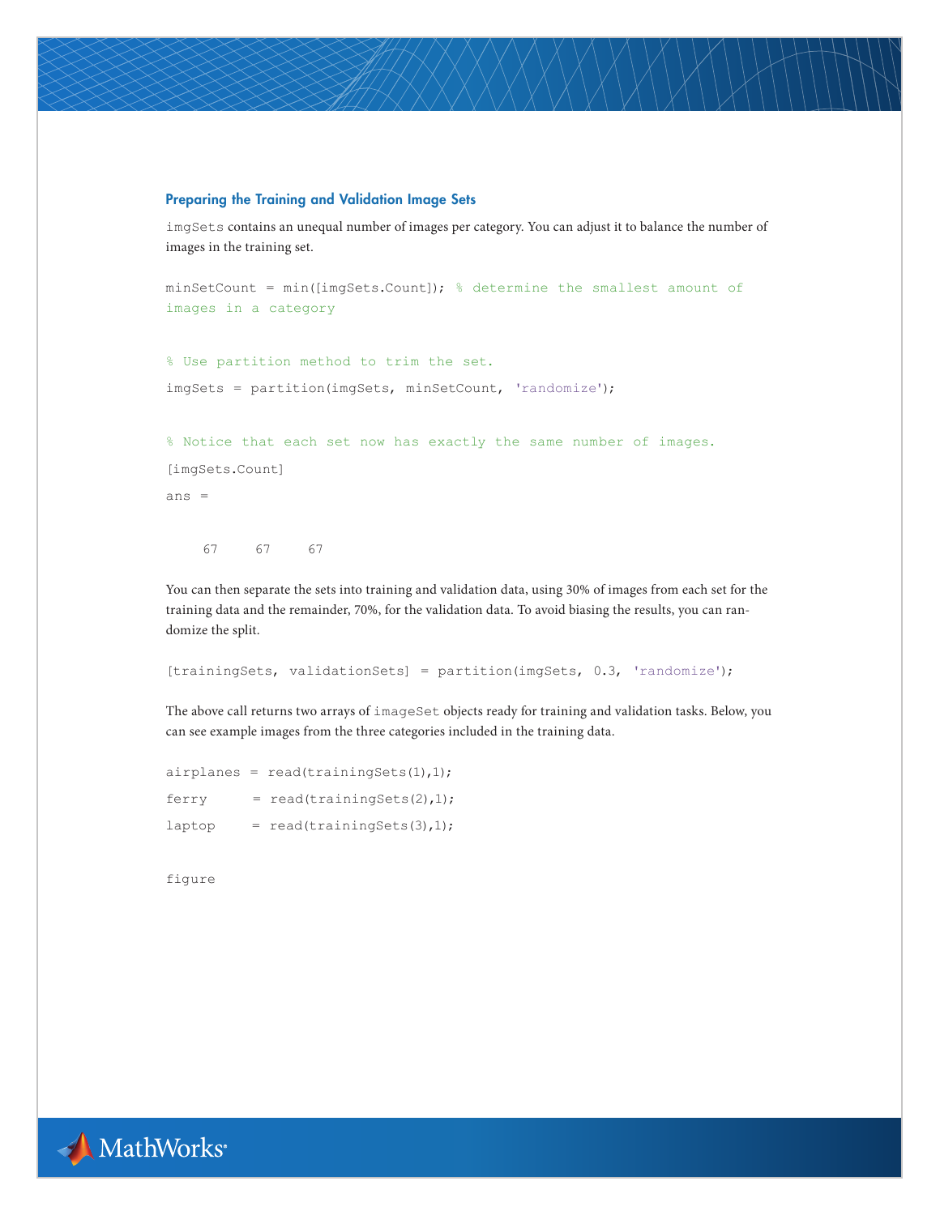### Preparing the Training and Validation Image Sets

imgSets contains an unequal number of images per category. You can adjust it to balance the number of images in the training set.

```
minSetCount = min([imgSets.Count]); % determine the smallest amount of images in a category

% Use partition method to trim the set.
imgSets = partition(imgSets, minSetCount, 'randomize');

% Notice that each set now has exactly the same number of images.
[imgSets.Count]
ans =

    67    67    67
```

You can then separate the sets into training and validation data, using 30% of images from each set for the training data and the remainder, 70%, for the validation data. To avoid biasing the results, you can randomize the split.

```
[trainingSets, validationSets] = partition(imgSets, 0.3, 'randomize');
```

The above call returns two arrays of imageSet objects ready for training and validation tasks. Below, you can see example images from the three categories included in the training data.

```
airplanes = read(trainingSets(1),1);
ferry     = read(trainingSets(2),1);
laptop    = read(trainingSets(3),1);

figure
```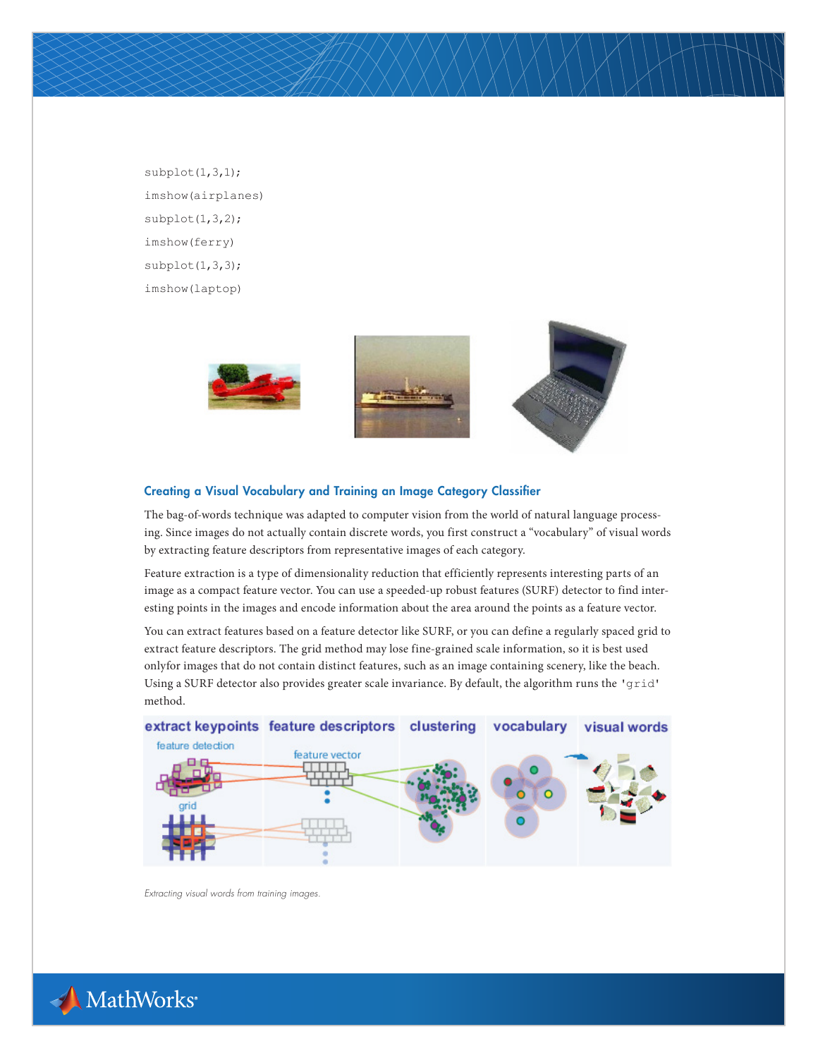```
subplot(1,3,1);
imshow(airplanes)
subplot(1,3,2);
imshow(ferry)
subplot(1,3,3);
imshow(laptop)
```

### Creating a Visual Vocabulary and Training an Image Category Classifier

The bag-of-words technique was adapted to computer vision from the world of natural language processing. Since images do not actually contain discrete words, you first construct a "vocabulary" of visual words by extracting feature descriptors from representative images of each category.

Feature extraction is a type of dimensionality reduction that efficiently represents interesting parts of an image as a compact feature vector. You can use a speeded-up robust features (SURF) detector to find interesting points in the images and encode information about the area around the points as a feature vector.

You can extract features based on a feature detector like SURF, or you can define a regularly spaced grid to extract feature descriptors. The grid method may lose fine-grained scale information, so it is best used onlyfor images that do not contain distinct features, such as an image containing scenery, like the beach. Using a SURF detector also provides greater scale invariance. By default, the algorithm runs the `'grid'` method.

*Extracting visual words from training images.*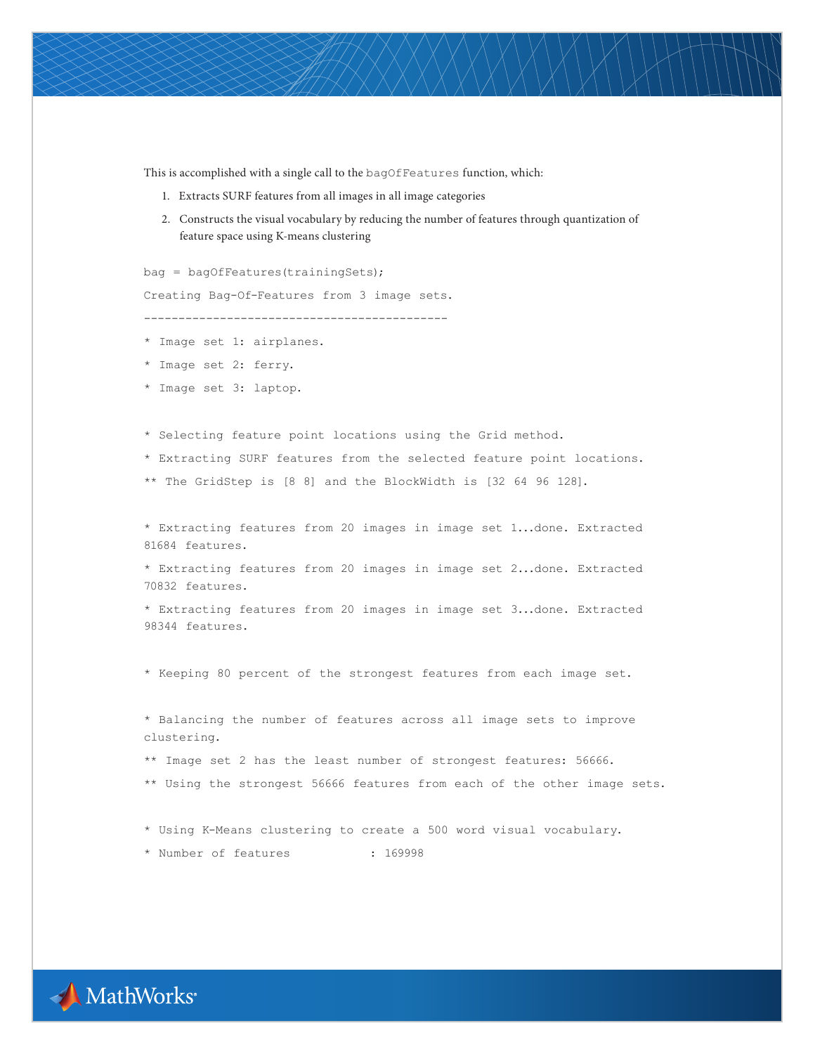This is accomplished with a single call to the `bagOfFeatures` function, which:

1. Extracts SURF features from all images in all image categories
2. Constructs the visual vocabulary by reducing the number of features through quantization of feature space using K-means clustering

```
bag = bagOfFeatures(trainingSets);

Creating Bag-Of-Features from 3 image sets.

--------------------------------------------

* Image set 1: airplanes.

* Image set 2: ferry.

* Image set 3: laptop.


* Selecting feature point locations using the Grid method.

* Extracting SURF features from the selected feature point locations.

** The GridStep is [8 8] and the BlockWidth is [32 64 96 128].


* Extracting features from 20 images in image set 1...done. Extracted 
81684 features.

* Extracting features from 20 images in image set 2...done. Extracted 
70832 features.

* Extracting features from 20 images in image set 3...done. Extracted 
98344 features.


* Keeping 80 percent of the strongest features from each image set.


* Balancing the number of features across all image sets to improve 
clustering.

** Image set 2 has the least number of strongest features: 56666.

** Using the strongest 56666 features from each of the other image sets.


* Using K-Means clustering to create a 500 word visual vocabulary.

* Number of features          : 169998
```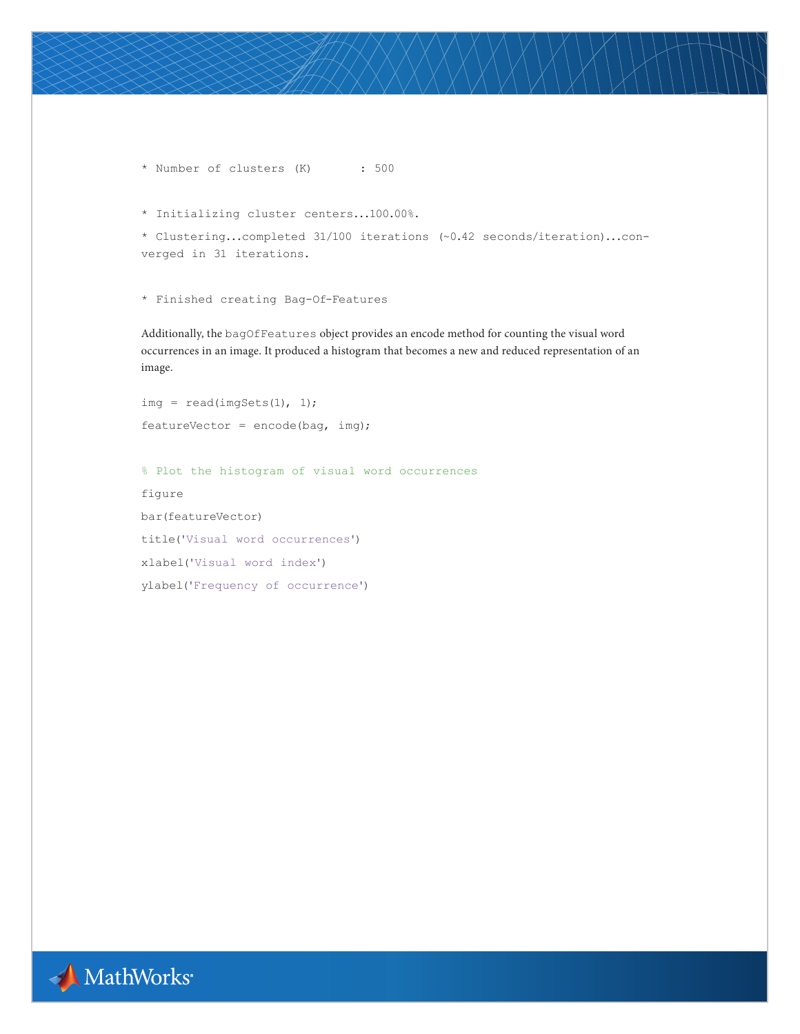```
* Number of clusters (K)       : 500

* Initializing cluster centers...100.00%.
* Clustering...completed 31/100 iterations (~0.42 seconds/iteration)...converged in 31 iterations.

* Finished creating Bag-Of-Features
```

Additionally, the `bagOfFeatures` object provides an encode method for counting the visual word occurrences in an image. It produced a histogram that becomes a new and reduced representation of an image.

```
img = read(imgSets(1), 1);
featureVector = encode(bag, img);

% Plot the histogram of visual word occurrences
figure
bar(featureVector)
title('Visual word occurrences')
xlabel('Visual word index')
ylabel('Frequency of occurrence')
```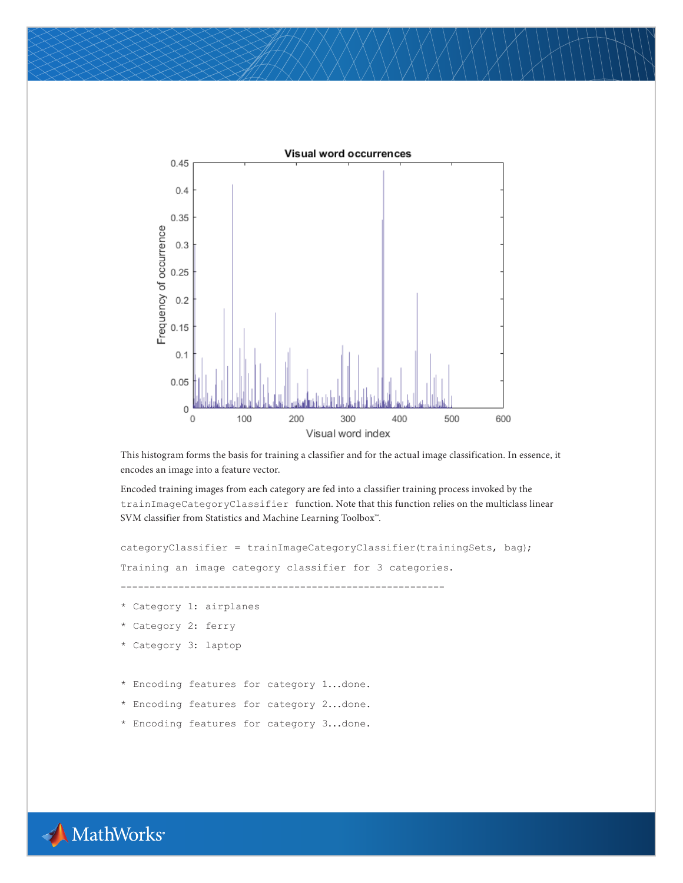This histogram forms the basis for training a classifier and for the actual image classification. In essence, it encodes an image into a feature vector.

Encoded training images from each category are fed into a classifier training process invoked by the `trainImageCategoryClassifier` function. Note that this function relies on the multiclass linear SVM classifier from Statistics and Machine Learning Toolbox™.

```
categoryClassifier = trainImageCategoryClassifier(trainingSets, bag);
```

```
Training an image category classifier for 3 categories.
--------------------------------------------------------
* Category 1: airplanes
* Category 2: ferry
* Category 3: laptop

* Encoding features for category 1...done.
* Encoding features for category 2...done.
* Encoding features for category 3...done.
```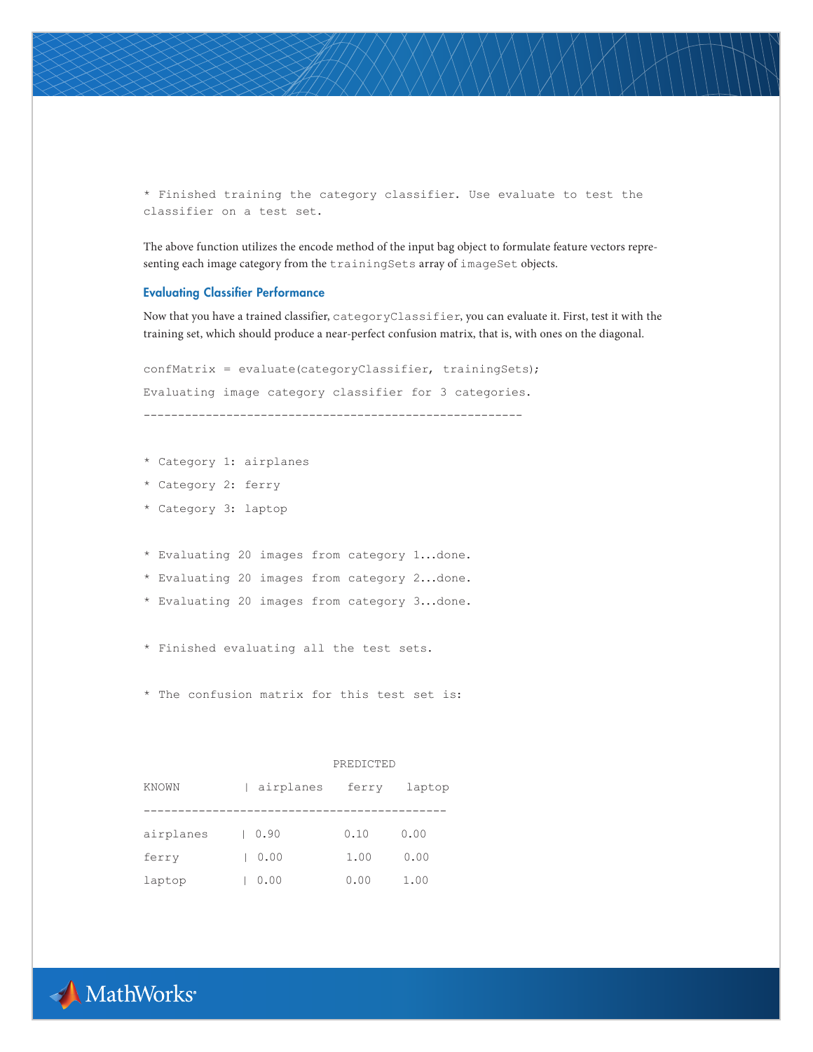```
* Finished training the category classifier. Use evaluate to test the
classifier on a test set.
```

The above function utilizes the encode method of the input bag object to formulate feature vectors representing each image category from the `trainingSets` array of `imageSet` objects.

### Evaluating Classifier Performance

Now that you have a trained classifier, `categoryClassifier`, you can evaluate it. First, test it with the training set, which should produce a near-perfect confusion matrix, that is, with ones on the diagonal.

```
confMatrix = evaluate(categoryClassifier, trainingSets);
Evaluating image category classifier for 3 categories.
-------------------------------------------------------

* Category 1: airplanes
* Category 2: ferry
* Category 3: laptop

* Evaluating 20 images from category 1...done.
* Evaluating 20 images from category 2...done.
* Evaluating 20 images from category 3...done.

* Finished evaluating all the test sets.

* The confusion matrix for this test set is:


                          PREDICTED
KNOWN         | airplanes    ferry   laptop
--------------------------------------------
airplanes     | 0.90          0.10     0.00
ferry         | 0.00          1.00     0.00
laptop        | 0.00          0.00     1.00
```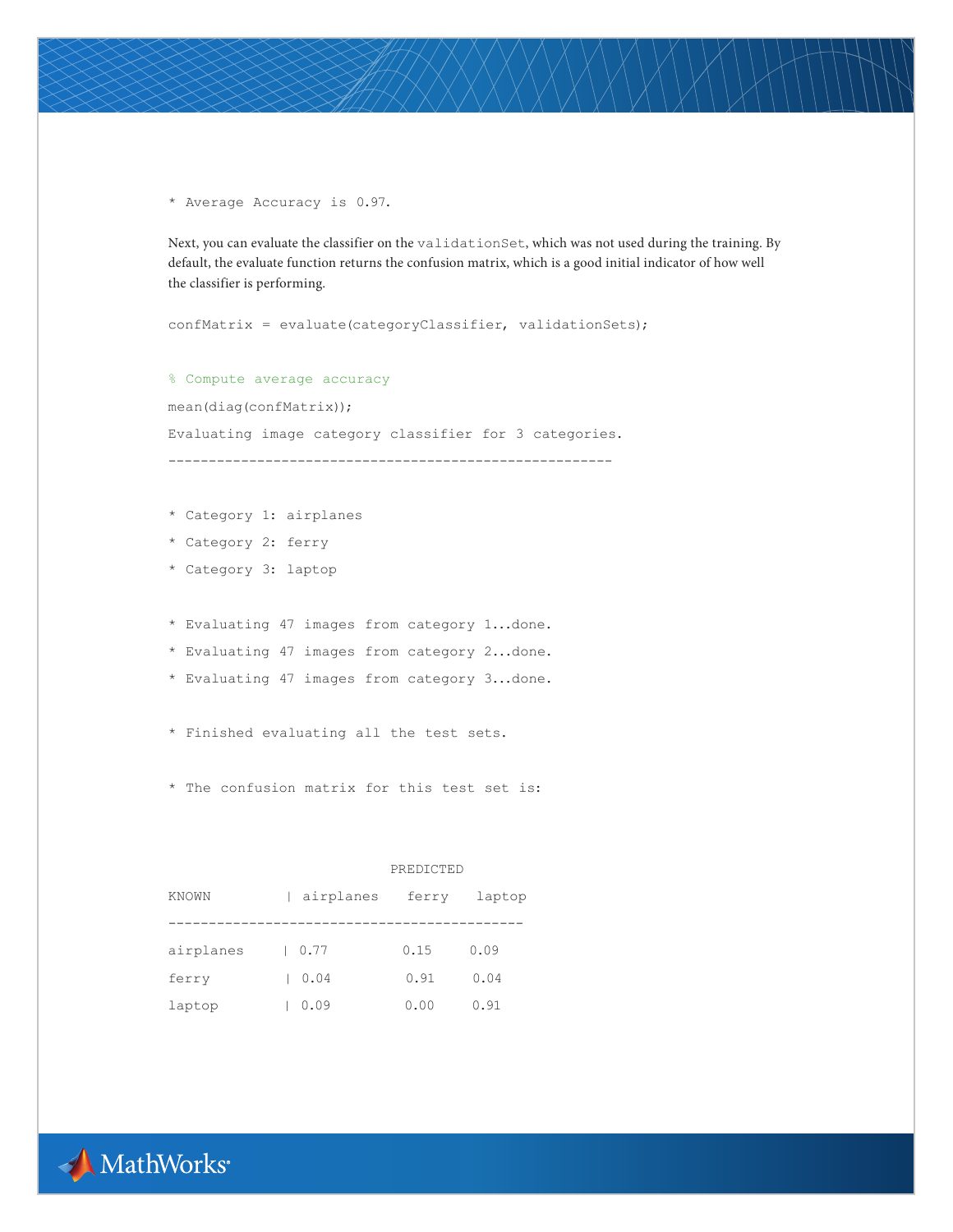```
* Average Accuracy is 0.97.
```

Next, you can evaluate the classifier on the `validationSet`, which was not used during the training. By default, the evaluate function returns the confusion matrix, which is a good initial indicator of how well the classifier is performing.

```
confMatrix = evaluate(categoryClassifier, validationSets);

% Compute average accuracy
mean(diag(confMatrix));
Evaluating image category classifier for 3 categories.
-------------------------------------------------------

* Category 1: airplanes
* Category 2: ferry
* Category 3: laptop

* Evaluating 47 images from category 1...done.
* Evaluating 47 images from category 2...done.
* Evaluating 47 images from category 3...done.

* Finished evaluating all the test sets.

* The confusion matrix for this test set is:


                          PREDICTED
KNOWN         | airplanes   ferry   laptop
--------------------------------------------
airplanes     | 0.77         0.15     0.09
ferry         | 0.04         0.91     0.04
laptop        | 0.09         0.00     0.91
```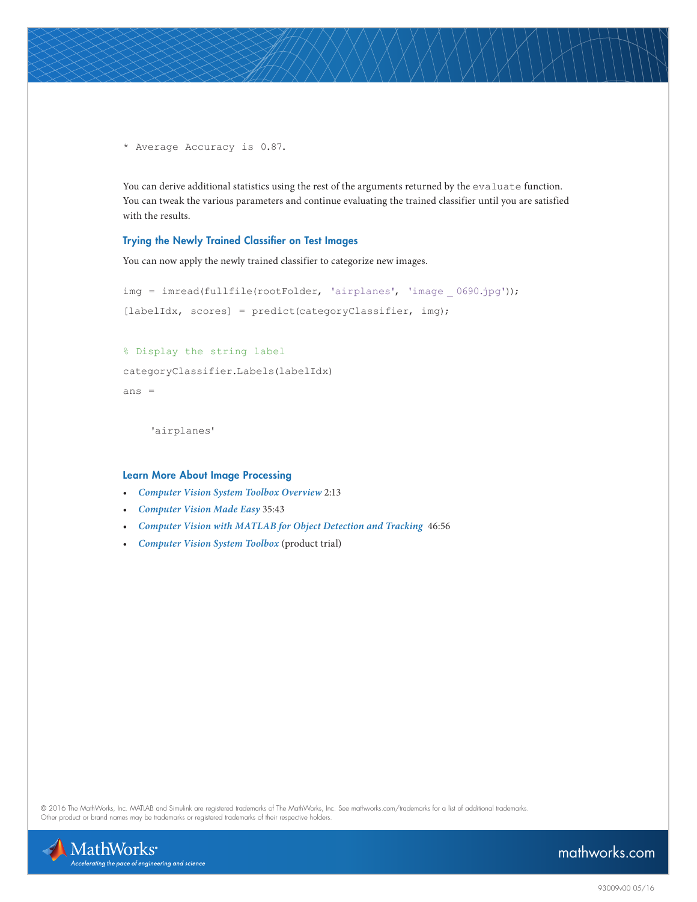```
* Average Accuracy is 0.87.
```

You can derive additional statistics using the rest of the arguments returned by the `evaluate` function. You can tweak the various parameters and continue evaluating the trained classifier until you are satisfied with the results.

### Trying the Newly Trained Classifier on Test Images

You can now apply the newly trained classifier to categorize new images.

```
img = imread(fullfile(rootFolder, 'airplanes', 'image_0690.jpg'));
[labelIdx, scores] = predict(categoryClassifier, img);

% Display the string label
categoryClassifier.Labels(labelIdx)
ans =

    'airplanes'
```

### Learn More About Image Processing

- *Computer Vision System Toolbox Overview* 2:13
- *Computer Vision Made Easy* 35:43
- *Computer Vision with MATLAB for Object Detection and Tracking* 46:56
- *Computer Vision System Toolbox* (product trial)

© 2016 The MathWorks, Inc. MATLAB and Simulink are registered trademarks of The MathWorks, Inc. See mathworks.com/trademarks for a list of additional trademarks. Other product or brand names may be trademarks or registered trademarks of their respective holders.

MathWorks® Accelerating the pace of engineering and science

mathworks.com

93009v00 05/16